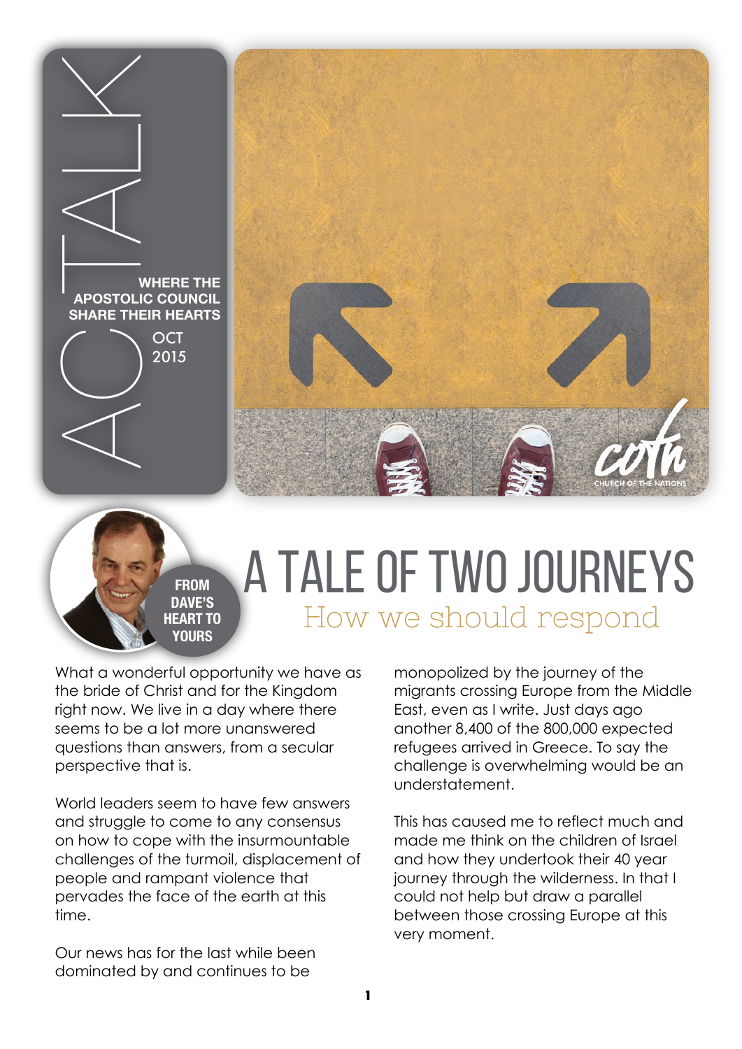# ACTALK

**WHERE THE APOSTOLIC COUNCIL SHARE THEIR HEARTS**

OCT 2015

**FROM DAVE'S HEART TO YOURS**

# A TALE OF TWO JOURNEYS

## How we should respond

What a wonderful opportunity we have as the bride of Christ and for the Kingdom right now. We live in a day where there seems to be a lot more unanswered questions than answers, from a secular perspective that is.

World leaders seem to have few answers and struggle to come to any consensus on how to cope with the insurmountable challenges of the turmoil, displacement of people and rampant violence that pervades the face of the earth at this time.

Our news has for the last while been dominated by and continues to be monopolized by the journey of the migrants crossing Europe from the Middle East, even as I write. Just days ago another 8,400 of the 800,000 expected refugees arrived in Greece. To say the challenge is overwhelming would be an understatement.

This has caused me to reflect much and made me think on the children of Israel and how they undertook their 40 year journey through the wilderness. In that I could not help but draw a parallel between those crossing Europe at this very moment.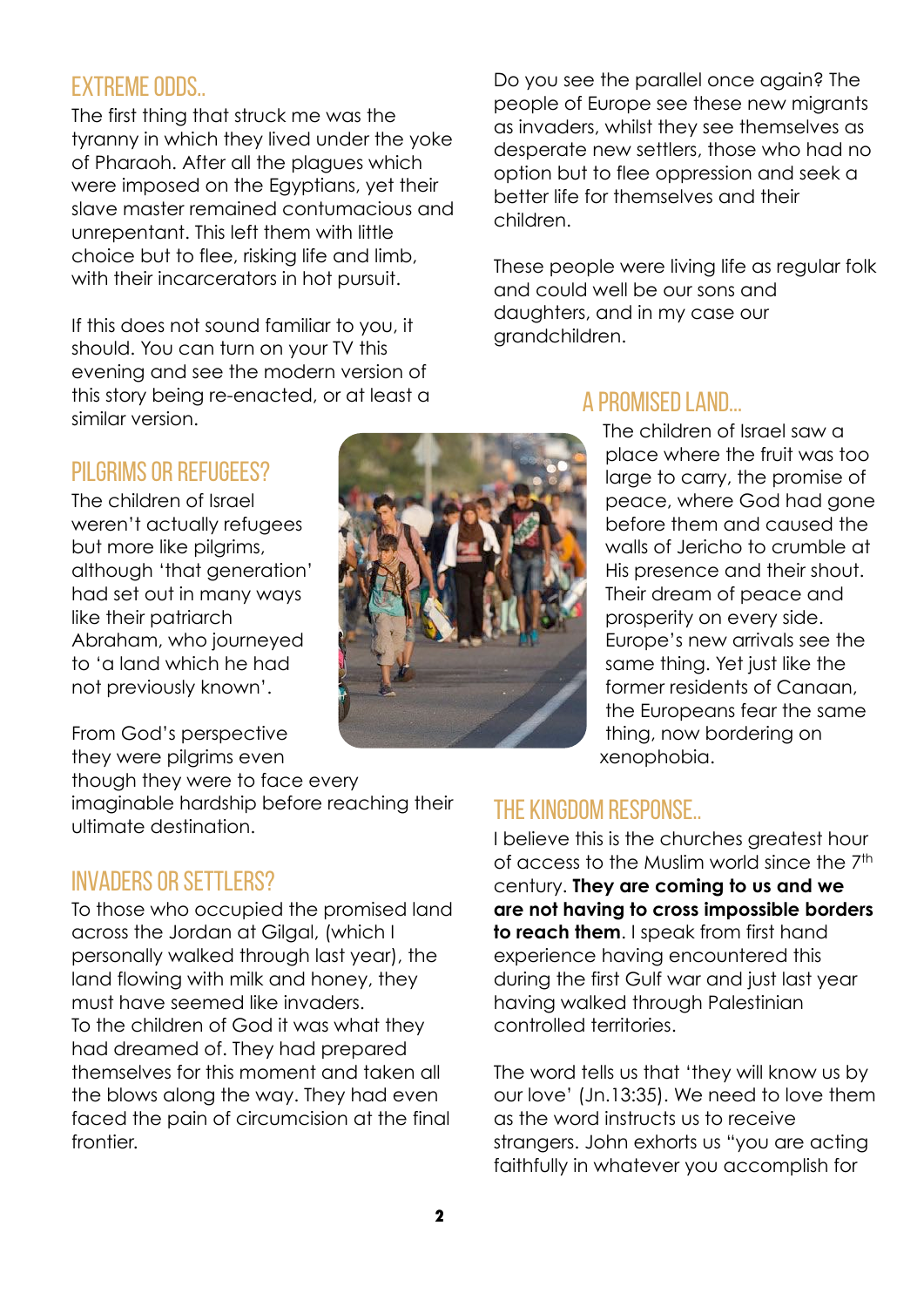## EXTREME ODDS..

The first thing that struck me was the tyranny in which they lived under the yoke of Pharaoh. After all the plagues which were imposed on the Egyptians, yet their slave master remained contumacious and unrepentant. This left them with little choice but to flee, risking life and limb, with their incarcerators in hot pursuit.

If this does not sound familiar to you, it should. You can turn on your TV this evening and see the modern version of this story being re-enacted, or at least a similar version.

## PILGRIMS OR REFUGEES?

The children of Israel weren't actually refugees but more like pilgrims, although 'that generation' had set out in many ways like their patriarch Abraham, who journeyed to 'a land which he had not previously known'.

From God's perspective they were pilgrims even though they were to face every imaginable hardship before reaching their ultimate destination.

## INVADERS OR SETTLERS?

To those who occupied the promised land across the Jordan at Gilgal, (which I personally walked through last year), the land flowing with milk and honey, they must have seemed like invaders.
To the children of God it was what they had dreamed of. They had prepared themselves for this moment and taken all the blows along the way. They had even faced the pain of circumcision at the final frontier.

Do you see the parallel once again? The people of Europe see these new migrants as invaders, whilst they see themselves as desperate new settlers, those who had no option but to flee oppression and seek a better life for themselves and their children.

These people were living life as regular folk and could well be our sons and daughters, and in my case our grandchildren.

## A PROMISED LAND...

The children of Israel saw a place where the fruit was too large to carry, the promise of peace, where God had gone before them and caused the walls of Jericho to crumble at His presence and their shout. Their dream of peace and prosperity on every side. Europe's new arrivals see the same thing. Yet just like the former residents of Canaan, the Europeans fear the same thing, now bordering on xenophobia.

## THE KINGDOM RESPONSE..

I believe this is the churches greatest hour of access to the Muslim world since the 7th century. **They are coming to us and we are not having to cross impossible borders to reach them**. I speak from first hand experience having encountered this during the first Gulf war and just last year having walked through Palestinian controlled territories.

The word tells us that 'they will know us by our love' (Jn.13:35). We need to love them as the word instructs us to receive strangers. John exhorts us "you are acting faithfully in whatever you accomplish for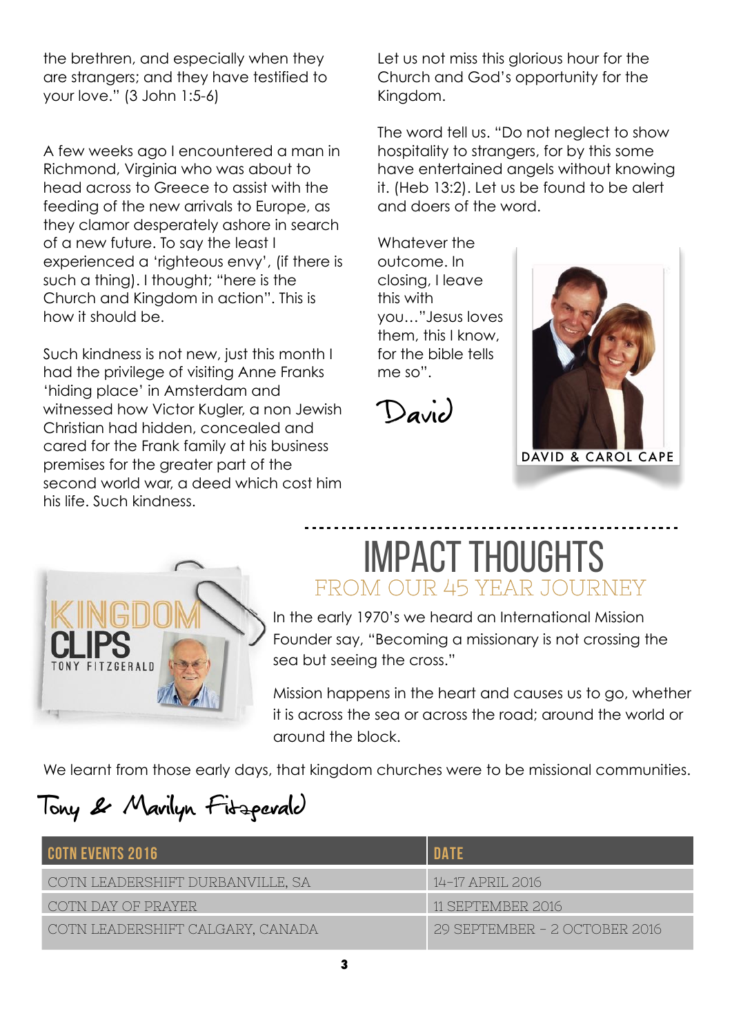the brethren, and especially when they are strangers; and they have testified to your love." (3 John 1:5-6)

A few weeks ago I encountered a man in Richmond, Virginia who was about to head across to Greece to assist with the feeding of the new arrivals to Europe, as they clamor desperately ashore in search of a new future. To say the least I experienced a 'righteous envy', (if there is such a thing). I thought; "here is the Church and Kingdom in action". This is how it should be.

Such kindness is not new, just this month I had the privilege of visiting Anne Franks 'hiding place' in Amsterdam and witnessed how Victor Kugler, a non Jewish Christian had hidden, concealed and cared for the Frank family at his business premises for the greater part of the second world war, a deed which cost him his life. Such kindness.

Let us not miss this glorious hour for the Church and God's opportunity for the Kingdom.

The word tell us. "Do not neglect to show hospitality to strangers, for by this some have entertained angels without knowing it. (Heb 13:2). Let us be found to be alert and doers of the word.

Whatever the outcome. In closing, I leave this with you…"Jesus loves them, this I know, for the bible tells me so".

David

DAVID & CAROL CAPE

KINGDOM CLIPS

TONY FITZGERALD

# IMPACT THOUGHTS

## FROM OUR 45 YEAR JOURNEY

In the early 1970's we heard an International Mission Founder say, "Becoming a missionary is not crossing the sea but seeing the cross."

Mission happens in the heart and causes us to go, whether it is across the sea or across the road; around the world or around the block.

We learnt from those early days, that kingdom churches were to be missional communities.

Tony & Marilyn Fitzgerald

| COTN EVENTS 2016 | DATE |
|---|---|
| COTN LEADERSHIFT DURBANVILLE, SA | 14-17 APRIL 2016 |
| COTN DAY OF PRAYER | 11 SEPTEMBER 2016 |
| COTN LEADERSHIFT CALGARY, CANADA | 29 SEPTEMBER - 2 OCTOBER 2016 |